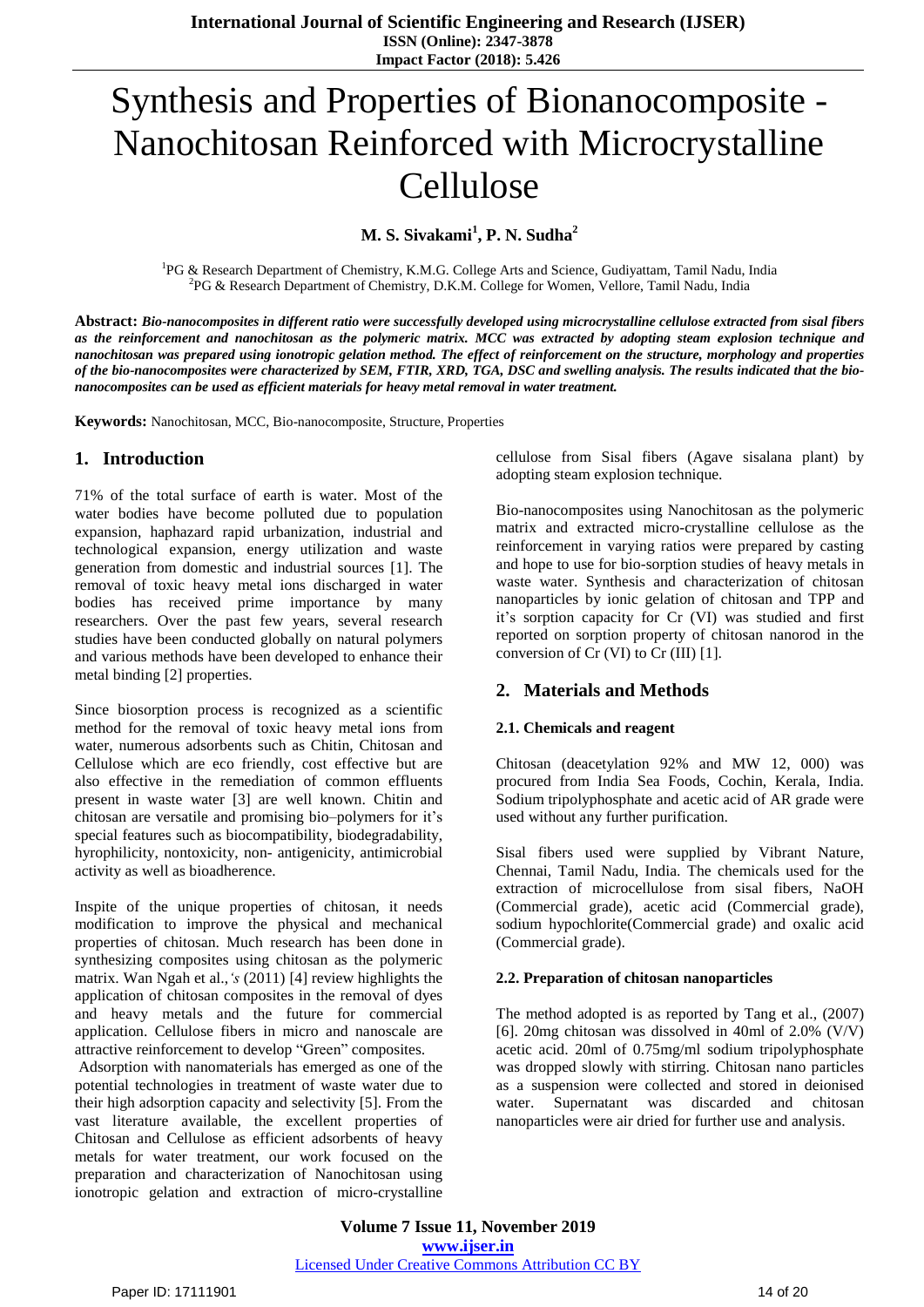# Synthesis and Properties of Bionanocomposite - Nanochitosan Reinforced with Microcrystalline Cellulose

**M. S. Sivakami[1], P. N. Sudha[2]**

[1]PG & Research Department of Chemistry, K.M.G. College Arts and Science, Gudiyattam, Tamil Nadu, India
[2]PG & Research Department of Chemistry, D.K.M. College for Women, Vellore, Tamil Nadu, India

**Abstract:** ***Bio-nanocomposites in different ratio were successfully developed using microcrystalline cellulose extracted from sisal fibers as the reinforcement and nanochitosan as the polymeric matrix. MCC was extracted by adopting steam explosion technique and nanochitosan was prepared using ionotropic gelation method. The effect of reinforcement on the structure, morphology and properties of the bio-nanocomposites were characterized by SEM, FTIR, XRD, TGA, DSC and swelling analysis. The results indicated that the bio-nanocomposites can be used as efficient materials for heavy metal removal in water treatment.***

**Keywords:** Nanochitosan, MCC, Bio-nanocomposite, Structure, Properties

## 1. Introduction

71% of the total surface of earth is water. Most of the water bodies have become polluted due to population expansion, haphazard rapid urbanization, industrial and technological expansion, energy utilization and waste generation from domestic and industrial sources [1]. The removal of toxic heavy metal ions discharged in water bodies has received prime importance by many researchers. Over the past few years, several research studies have been conducted globally on natural polymers and various methods have been developed to enhance their metal binding [2] properties.

Since biosorption process is recognized as a scientific method for the removal of toxic heavy metal ions from water, numerous adsorbents such as Chitin, Chitosan and Cellulose which are eco friendly, cost effective but are also effective in the remediation of common effluents present in waste water [3] are well known. Chitin and chitosan are versatile and promising bio–polymers for it's special features such as biocompatibility, biodegradability, hyrophilicity, nontoxicity, non- antigenicity, antimicrobial activity as well as bioadherence.

Inspite of the unique properties of chitosan, it needs modification to improve the physical and mechanical properties of chitosan. Much research has been done in synthesizing composites using chitosan as the polymeric matrix. Wan Ngah et al.,*'s* (2011) [4] review highlights the application of chitosan composites in the removal of dyes and heavy metals and the future for commercial application. Cellulose fibers in micro and nanoscale are attractive reinforcement to develop "Green" composites.

Adsorption with nanomaterials has emerged as one of the potential technologies in treatment of waste water due to their high adsorption capacity and selectivity [5]. From the vast literature available, the excellent properties of Chitosan and Cellulose as efficient adsorbents of heavy metals for water treatment, our work focused on the preparation and characterization of Nanochitosan using ionotropic gelation and extraction of micro-crystalline cellulose from Sisal fibers (Agave sisalana plant) by adopting steam explosion technique.

Bio-nanocomposites using Nanochitosan as the polymeric matrix and extracted micro-crystalline cellulose as the reinforcement in varying ratios were prepared by casting and hope to use for bio-sorption studies of heavy metals in waste water. Synthesis and characterization of chitosan nanoparticles by ionic gelation of chitosan and TPP and it's sorption capacity for Cr (VI) was studied and first reported on sorption property of chitosan nanorod in the conversion of Cr (VI) to Cr (III) [1].

## 2. Materials and Methods

### 2.1. Chemicals and reagent

Chitosan (deacetylation 92% and MW 12, 000) was procured from India Sea Foods, Cochin, Kerala, India. Sodium tripolyphosphate and acetic acid of AR grade were used without any further purification.

Sisal fibers used were supplied by Vibrant Nature, Chennai, Tamil Nadu, India. The chemicals used for the extraction of microcellulose from sisal fibers, NaOH (Commercial grade), acetic acid (Commercial grade), sodium hypochlorite(Commercial grade) and oxalic acid (Commercial grade).

### 2.2. Preparation of chitosan nanoparticles

The method adopted is as reported by Tang et al., (2007) [6]. 20mg chitosan was dissolved in 40ml of 2.0% (V/V) acetic acid. 20ml of 0.75mg/ml sodium tripolyphosphate was dropped slowly with stirring. Chitosan nano particles as a suspension were collected and stored in deionised water. Supernatant was discarded and chitosan nanoparticles were air dried for further use and analysis.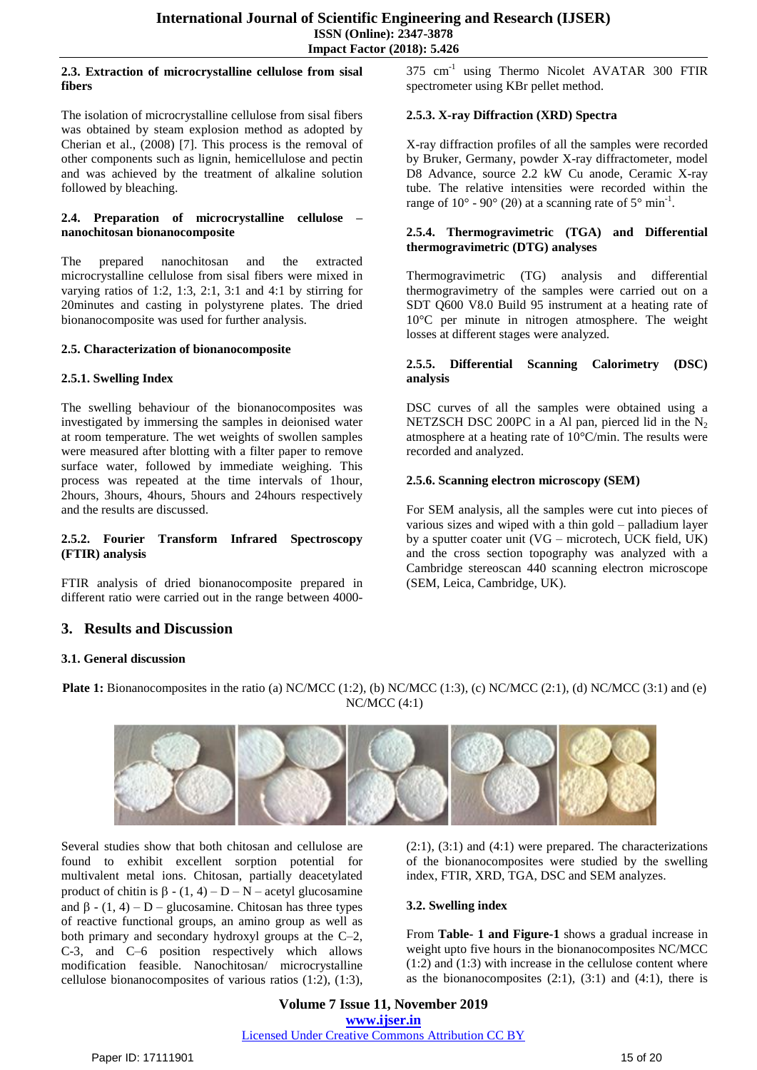#### 2.3. Extraction of microcrystalline cellulose from sisal fibers

The isolation of microcrystalline cellulose from sisal fibers was obtained by steam explosion method as adopted by Cherian et al., (2008) [7]. This process is the removal of other components such as lignin, hemicellulose and pectin and was achieved by the treatment of alkaline solution followed by bleaching.

#### 2.4. Preparation of microcrystalline cellulose – nanochitosan bionanocomposite

The prepared nanochitosan and the extracted microcrystalline cellulose from sisal fibers were mixed in varying ratios of 1:2, 1:3, 2:1, 3:1 and 4:1 by stirring for 20minutes and casting in polystyrene plates. The dried bionanocomposite was used for further analysis.

#### 2.5. Characterization of bionanocomposite

#### 2.5.1. Swelling Index

The swelling behaviour of the bionanocomposites was investigated by immersing the samples in deionised water at room temperature. The wet weights of swollen samples were measured after blotting with a filter paper to remove surface water, followed by immediate weighing. This process was repeated at the time intervals of 1hour, 2hours, 3hours, 4hours, 5hours and 24hours respectively and the results are discussed.

#### 2.5.2. Fourier Transform Infrared Spectroscopy (FTIR) analysis

FTIR analysis of dried bionanocomposite prepared in different ratio were carried out in the range between 4000-375 $cm^{-1}$ using Thermo Nicolet AVATAR 300 FTIR spectrometer using KBr pellet method.

#### 2.5.3. X-ray Diffraction (XRD) Spectra

X-ray diffraction profiles of all the samples were recorded by Bruker, Germany, powder X-ray diffractometer, model D8 Advance, source 2.2 kW Cu anode, Ceramic X-ray tube. The relative intensities were recorded within the range of 10° - 90° (2θ) at a scanning rate of 5° $min^{-1}$.

#### 2.5.4. Thermogravimetric (TGA) and Differential thermogravimetric (DTG) analyses

Thermogravimetric (TG) analysis and differential thermogravimetry of the samples were carried out on a SDT Q600 V8.0 Build 95 instrument at a heating rate of 10°C per minute in nitrogen atmosphere. The weight losses at different stages were analyzed.

#### 2.5.5. Differential Scanning Calorimetry (DSC) analysis

DSC curves of all the samples were obtained using a NETZSCH DSC 200PC in a Al pan, pierced lid in the $N_2$ atmosphere at a heating rate of 10°C/min. The results were recorded and analyzed.

#### 2.5.6. Scanning electron microscopy (SEM)

For SEM analysis, all the samples were cut into pieces of various sizes and wiped with a thin gold – palladium layer by a sputter coater unit (VG – microtech, UCK field, UK) and the cross section topography was analyzed with a Cambridge stereoscan 440 scanning electron microscope (SEM, Leica, Cambridge, UK).

## 3. Results and Discussion

#### 3.1. General discussion

**Plate 1:** Bionanocomposites in the ratio (a) NC/MCC (1:2), (b) NC/MCC (1:3), (c) NC/MCC (2:1), (d) NC/MCC (3:1) and (e) NC/MCC (4:1)

Several studies show that both chitosan and cellulose are found to exhibit excellent sorption potential for multivalent metal ions. Chitosan, partially deacetylated product of chitin is β - (1, 4) – D – N – acetyl glucosamine and β - (1, 4) – D – glucosamine. Chitosan has three types of reactive functional groups, an amino group as well as both primary and secondary hydroxyl groups at the C–2, C-3, and C–6 position respectively which allows modification feasible. Nanochitosan/ microcrystalline cellulose bionanocomposites of various ratios (1:2), (1:3), (2:1), (3:1) and (4:1) were prepared. The characterizations of the bionanocomposites were studied by the swelling index, FTIR, XRD, TGA, DSC and SEM analyzes.

#### 3.2. Swelling index

From **Table- 1 and Figure-1** shows a gradual increase in weight upto five hours in the bionanocomposites NC/MCC (1:2) and (1:3) with increase in the cellulose content where as the bionanocomposites (2:1), (3:1) and (4:1), there is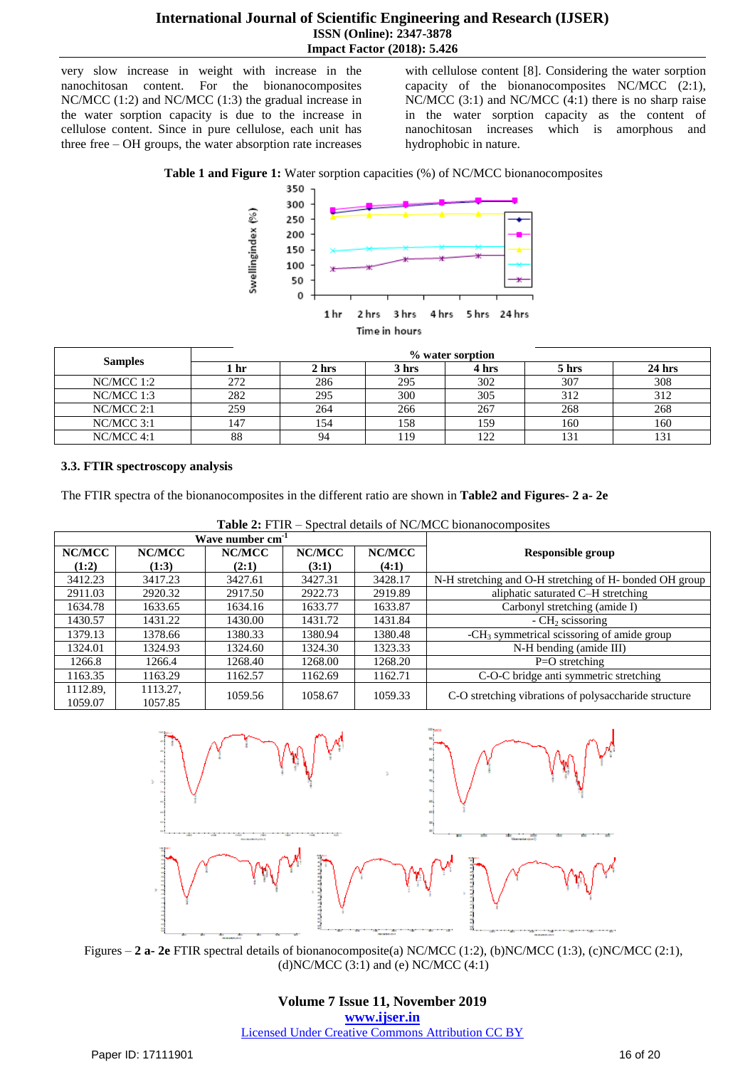very slow increase in weight with increase in the nanochitosan content. For the bionanocomposites NC/MCC (1:2) and NC/MCC (1:3) the gradual increase in the water sorption capacity is due to the increase in cellulose content. Since in pure cellulose, each unit has three free – OH groups, the water absorption rate increases with cellulose content [8]. Considering the water sorption capacity of the bionanocomposites NC/MCC (2:1), NC/MCC (3:1) and NC/MCC (4:1) there is no sharp raise in the water sorption capacity as the content of nanochitosan increases which is amorphous and hydrophobic in nature.

**Table 1 and Figure 1:** Water sorption capacities (%) of NC/MCC bionanocomposites

| Samples | % water sorption | | | | | |
|---|---|---|---|---|---|---|
| | 1 hr | 2 hrs | 3 hrs | 4 hrs | 5 hrs | 24 hrs |
| NC/MCC 1:2 | 272 | 286 | 295 | 302 | 307 | 308 |
| NC/MCC 1:3 | 282 | 295 | 300 | 305 | 312 | 312 |
| NC/MCC 2:1 | 259 | 264 | 266 | 267 | 268 | 268 |
| NC/MCC 3:1 | 147 | 154 | 158 | 159 | 160 | 160 |
| NC/MCC 4:1 | 88 | 94 | 119 | 122 | 131 | 131 |

### 3.3. FTIR spectroscopy analysis

The FTIR spectra of the bionanocomposites in the different ratio are shown in **Table2 and Figures- 2 a- 2e**

**Table 2:** FTIR – Spectral details of NC/MCC bionanocomposites

| Wave number $cm^{-1}$ | | | | | Responsible group |
|---|---|---|---|---|---|
| NC/MCC (1:2) | NC/MCC (1:3) | NC/MCC (2:1) | NC/MCC (3:1) | NC/MCC (4:1) | |
| 3412.23 | 3417.23 | 3427.61 | 3427.31 | 3428.17 | N-H stretching and O-H stretching of H- bonded OH group |
| 2911.03 | 2920.32 | 2917.50 | 2922.73 | 2919.89 | aliphatic saturated C–H stretching |
| 1634.78 | 1633.65 | 1634.16 | 1633.77 | 1633.87 | Carbonyl stretching (amide I) |
| 1430.57 | 1431.22 | 1430.00 | 1431.72 | 1431.84 | - $CH_2$ scissoring |
| 1379.13 | 1378.66 | 1380.33 | 1380.94 | 1380.48 | -$CH_3$ symmetrical scissoring of amide group |
| 1324.01 | 1324.93 | 1324.60 | 1324.30 | 1323.33 | N-H bending (amide III) |
| 1266.8 | 1266.4 | 1268.40 | 1268.00 | 1268.20 | P=O stretching |
| 1163.35 | 1163.29 | 1162.57 | 1162.69 | 1162.71 | C-O-C bridge anti symmetric stretching |
| 1112.89, 1059.07 | 1113.27, 1057.85 | 1059.56 | 1058.67 | 1059.33 | C-O stretching vibrations of polysaccharide structure |

Figures – **2 a- 2e** FTIR spectral details of bionanocomposite(a) NC/MCC (1:2), (b)NC/MCC (1:3), (c)NC/MCC (2:1), (d)NC/MCC (3:1) and (e) NC/MCC (4:1)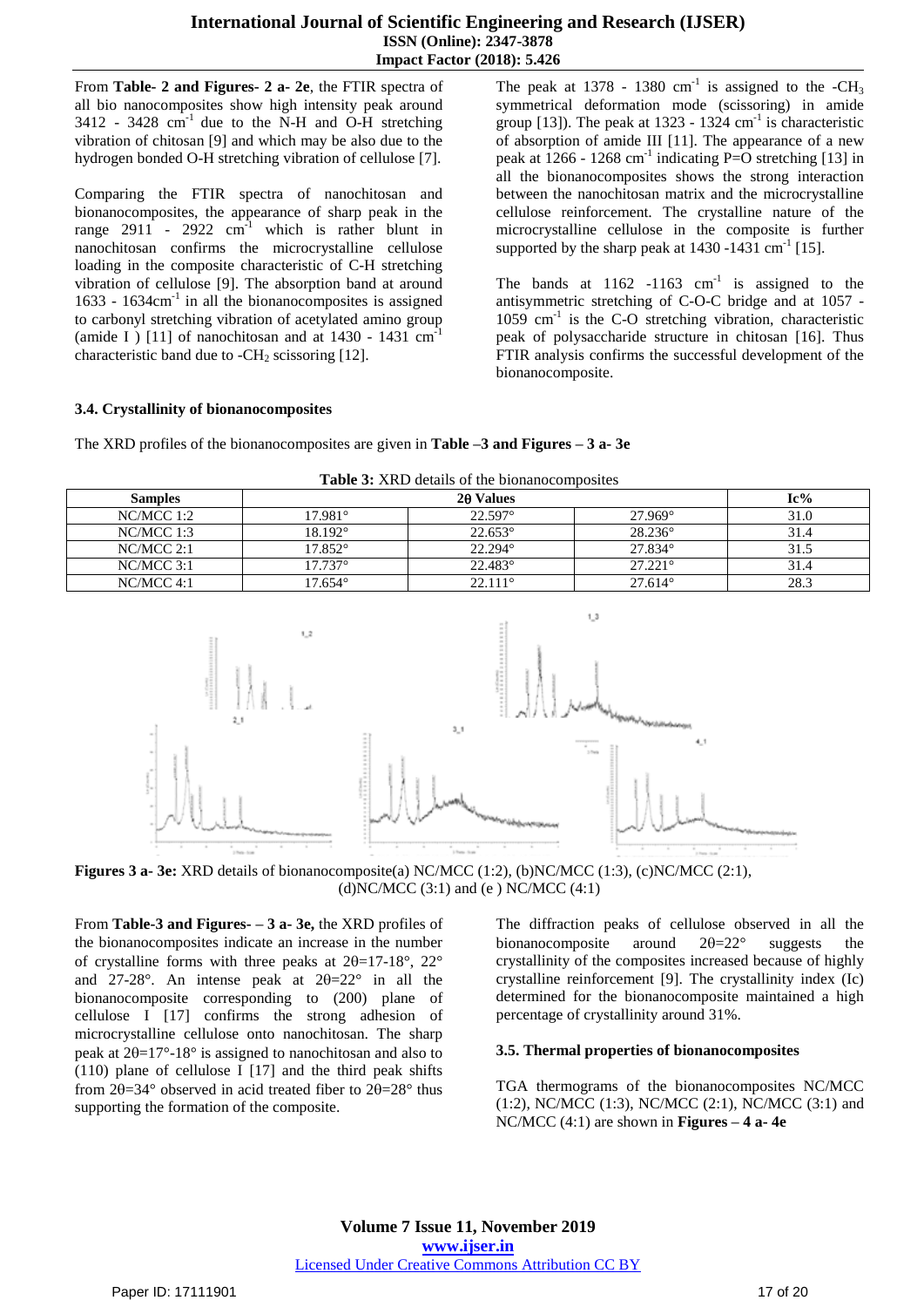From **Table- 2 and Figures- 2 a- 2e**, the FTIR spectra of all bio nanocomposites show high intensity peak around 3412 - 3428 $cm^{-1}$ due to the N-H and O-H stretching vibration of chitosan [9] and which may be also due to the hydrogen bonded O-H stretching vibration of cellulose [7].

Comparing the FTIR spectra of nanochitosan and bionanocomposites, the appearance of sharp peak in the range 2911 - 2922 $cm^{-1}$ which is rather blunt in nanochitosan confirms the microcrystalline cellulose loading in the composite characteristic of C-H stretching vibration of cellulose [9]. The absorption band at around 1633 - 1634$cm^{-1}$ in all the bionanocomposites is assigned to carbonyl stretching vibration of acetylated amino group (amide I ) [11] of nanochitosan and at 1430 - 1431 $cm^{-1}$ characteristic band due to -$CH_2$ scissoring [12].

The peak at 1378 - 1380 $cm^{-1}$ is assigned to the -$CH_3$ symmetrical deformation mode (scissoring) in amide group [13]). The peak at 1323 - 1324 $cm^{-1}$ is characteristic of absorption of amide III [11]. The appearance of a new peak at 1266 - 1268 $cm^{-1}$ indicating P=O stretching [13] in all the bionanocomposites shows the strong interaction between the nanochitosan matrix and the microcrystalline cellulose reinforcement. The crystalline nature of the microcrystalline cellulose in the composite is further supported by the sharp peak at 1430 -1431 $cm^{-1}$ [15].

The bands at 1162 -1163 $cm^{-1}$ is assigned to the antisymmetric stretching of C-O-C bridge and at 1057 - 1059 $cm^{-1}$ is the C-O stretching vibration, characteristic peak of polysaccharide structure in chitosan [16]. Thus FTIR analysis confirms the successful development of the bionanocomposite.

### 3.4. Crystallinity of bionanocomposites

The XRD profiles of the bionanocomposites are given in **Table –3 and Figures – 3 a- 3e**

**Table 3:** XRD details of the bionanocomposites

| Samples | 2θ Values | | | Ic% |
|---|---|---|---|---|
| NC/MCC 1:2 | 17.981° | 22.597° | 27.969° | 31.0 |
| NC/MCC 1:3 | 18.192° | 22.653° | 28.236° | 31.4 |
| NC/MCC 2:1 | 17.852° | 22.294° | 27.834° | 31.5 |
| NC/MCC 3:1 | 17.737° | 22.483° | 27.221° | 31.4 |
| NC/MCC 4:1 | 17.654° | 22.111° | 27.614° | 28.3 |

**Figures 3 a- 3e:** XRD details of bionanocomposite(a) NC/MCC (1:2), (b)NC/MCC (1:3), (c)NC/MCC (2:1), (d)NC/MCC (3:1) and (e ) NC/MCC (4:1)

From **Table-3 and Figures- – 3 a- 3e,** the XRD profiles of the bionanocomposites indicate an increase in the number of crystalline forms with three peaks at 2θ=17-18°, 22° and 27-28°. An intense peak at 2θ=22° in all the bionanocomposite corresponding to (200) plane of cellulose I [17] confirms the strong adhesion of microcrystalline cellulose onto nanochitosan. The sharp peak at 2θ=17°-18° is assigned to nanochitosan and also to (110) plane of cellulose I [17] and the third peak shifts from 2θ=34° observed in acid treated fiber to 2θ=28° thus supporting the formation of the composite.

The diffraction peaks of cellulose observed in all the bionanocomposite around 2θ=22° suggests the crystallinity of the composites increased because of highly crystalline reinforcement [9]. The crystallinity index (Ic) determined for the bionanocomposite maintained a high percentage of crystallinity around 31%.

### 3.5. Thermal properties of bionanocomposites

TGA thermograms of the bionanocomposites NC/MCC (1:2), NC/MCC (1:3), NC/MCC (2:1), NC/MCC (3:1) and NC/MCC (4:1) are shown in **Figures – 4 a- 4e**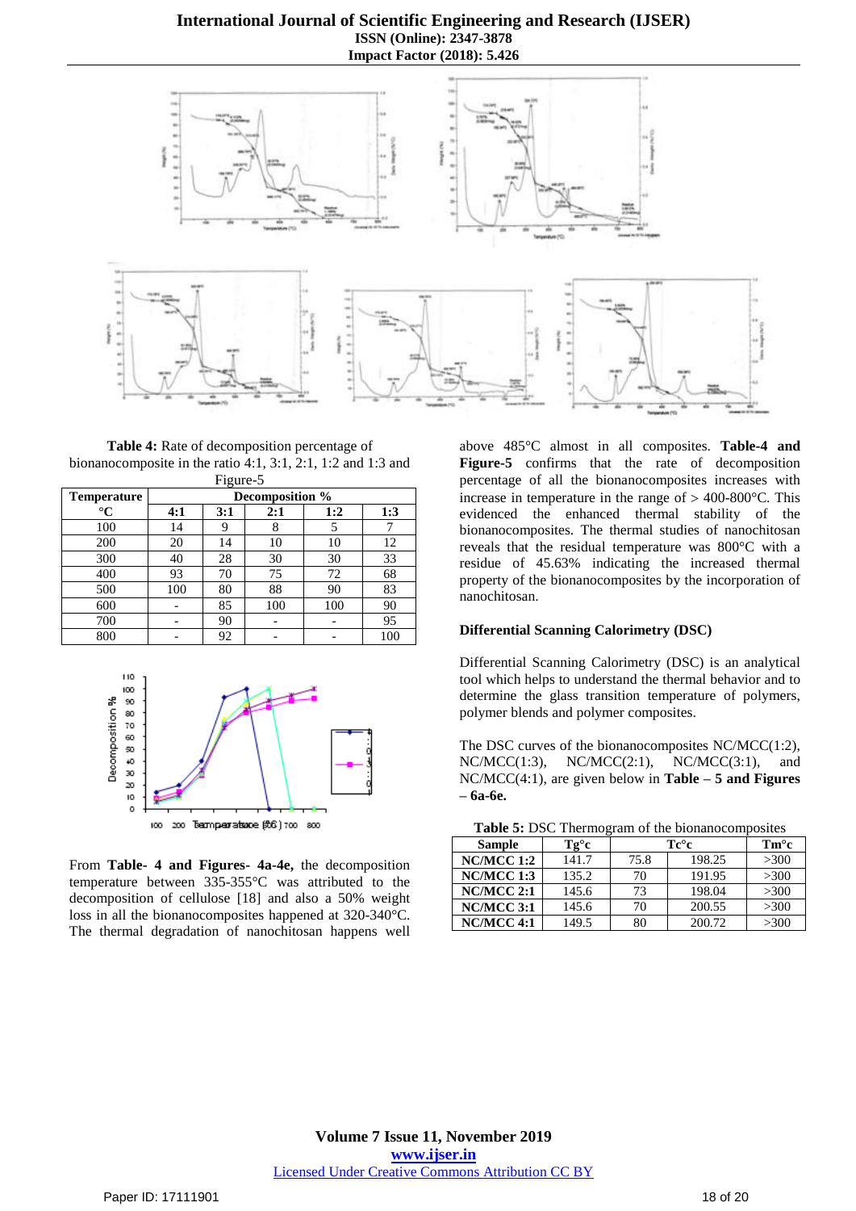**Table 4:** Rate of decomposition percentage of bionanocomposite in the ratio 4:1, 3:1, 2:1, 1:2 and 1:3 and Figure-5

| Temperature °C | Decomposition % | | | | |
|---|---|---|---|---|---|
| | 4:1 | 3:1 | 2:1 | 1:2 | 1:3 |
| 100 | 14 | 9 | 8 | 5 | 7 |
| 200 | 20 | 14 | 10 | 10 | 12 |
| 300 | 40 | 28 | 30 | 30 | 33 |
| 400 | 93 | 70 | 75 | 72 | 68 |
| 500 | 100 | 80 | 88 | 90 | 83 |
| 600 | - | 85 | 100 | 100 | 90 |
| 700 | - | 90 | - | - | 95 |
| 800 | - | 92 | - | - | 100 |

From **Table- 4 and Figures- 4a-4e,** the decomposition temperature between 335-355°C was attributed to the decomposition of cellulose [18] and also a 50% weight loss in all the bionanocomposites happened at 320-340°C. The thermal degradation of nanochitosan happens well above 485°C almost in all composites. **Table-4 and Figure-5** confirms that the rate of decomposition percentage of all the bionanocomposites increases with increase in temperature in the range of > 400-800°C. This evidenced the enhanced thermal stability of the bionanocomposites. The thermal studies of nanochitosan reveals that the residual temperature was 800°C with a residue of 45.63% indicating the increased thermal property of the bionanocomposites by the incorporation of nanochitosan.

### Differential Scanning Calorimetry (DSC)

Differential Scanning Calorimetry (DSC) is an analytical tool which helps to understand the thermal behavior and to determine the glass transition temperature of polymers, polymer blends and polymer composites.

The DSC curves of the bionanocomposites NC/MCC(1:2), NC/MCC(1:3), NC/MCC(2:1), NC/MCC(3:1), and NC/MCC(4:1), are given below in **Table – 5 and Figures – 6a-6e.**

**Table 5:** DSC Thermogram of the bionanocomposites

| Sample | Tg°c | Tc°c | | Tm°c |
|---|---|---|---|---|
| NC/MCC 1:2 | 141.7 | 75.8 | 198.25 | >300 |
| NC/MCC 1:3 | 135.2 | 70 | 191.95 | >300 |
| NC/MCC 2:1 | 145.6 | 73 | 198.04 | >300 |
| NC/MCC 3:1 | 145.6 | 70 | 200.55 | >300 |
| NC/MCC 4:1 | 149.5 | 80 | 200.72 | >300 |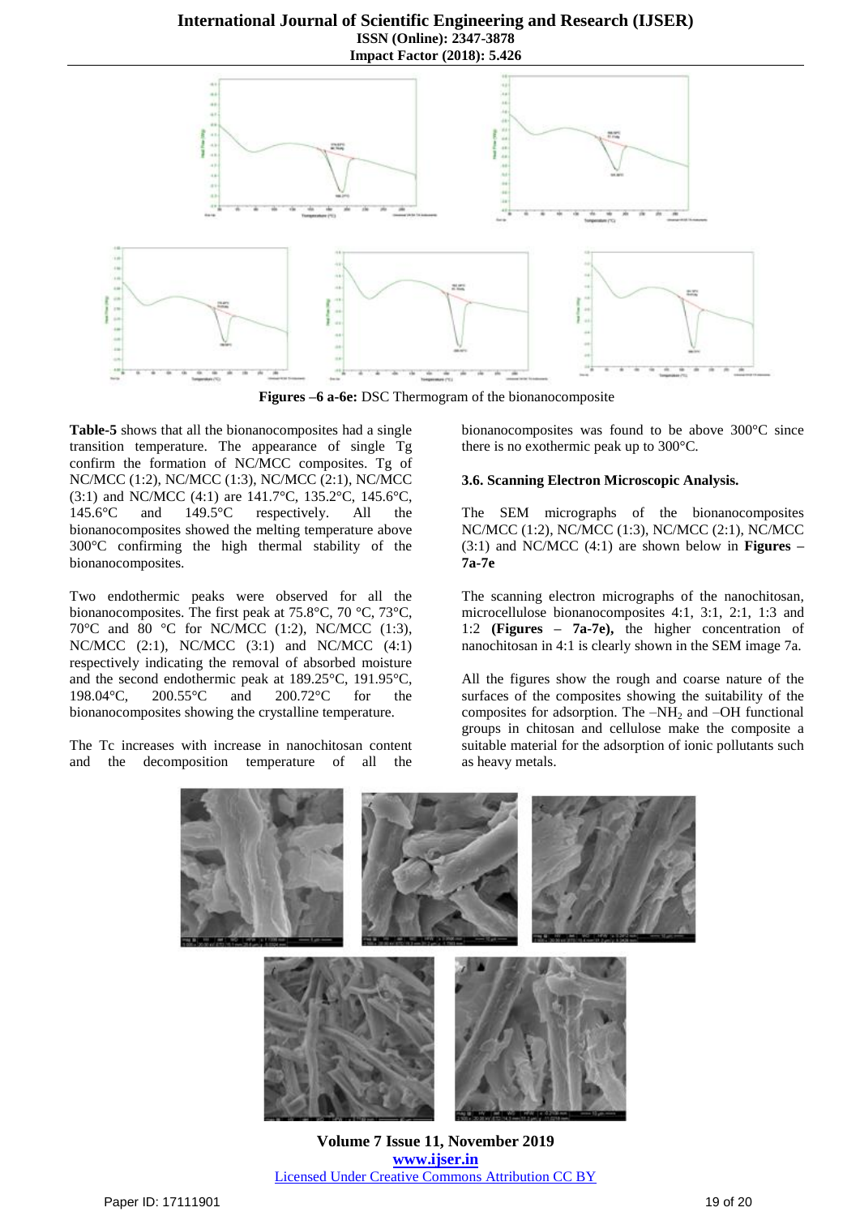**Figures –6 a-6e:** DSC Thermogram of the bionanocomposite

**Table-5** shows that all the bionanocomposites had a single transition temperature. The appearance of single Tg confirm the formation of NC/MCC composites. Tg of NC/MCC (1:2), NC/MCC (1:3), NC/MCC (2:1), NC/MCC (3:1) and NC/MCC (4:1) are 141.7°C, 135.2°C, 145.6°C, 145.6°C and 149.5°C respectively. All the bionanocomposites showed the melting temperature above 300°C confirming the high thermal stability of the bionanocomposites.

Two endothermic peaks were observed for all the bionanocomposites. The first peak at 75.8°C, 70 °C, 73°C, 70°C and 80 °C for NC/MCC (1:2), NC/MCC (1:3), NC/MCC (2:1), NC/MCC (3:1) and NC/MCC (4:1) respectively indicating the removal of absorbed moisture and the second endothermic peak at 189.25°C, 191.95°C, 198.04°C, 200.55°C and 200.72°C for the bionanocomposites showing the crystalline temperature.

The Tc increases with increase in nanochitosan content and the decomposition temperature of all the bionanocomposites was found to be above 300°C since there is no exothermic peak up to 300°C.

### 3.6. Scanning Electron Microscopic Analysis.

The SEM micrographs of the bionanocomposites NC/MCC (1:2), NC/MCC (1:3), NC/MCC (2:1), NC/MCC (3:1) and NC/MCC (4:1) are shown below in **Figures – 7a-7e**

The scanning electron micrographs of the nanochitosan, microcellulose bionanocomposites 4:1, 3:1, 2:1, 1:3 and 1:2 **(Figures – 7a-7e),** the higher concentration of nanochitosan in 4:1 is clearly shown in the SEM image 7a.

All the figures show the rough and coarse nature of the surfaces of the composites showing the suitability of the composites for adsorption. The $–NH_2$ and –OH functional groups in chitosan and cellulose make the composite a suitable material for the adsorption of ionic pollutants such as heavy metals.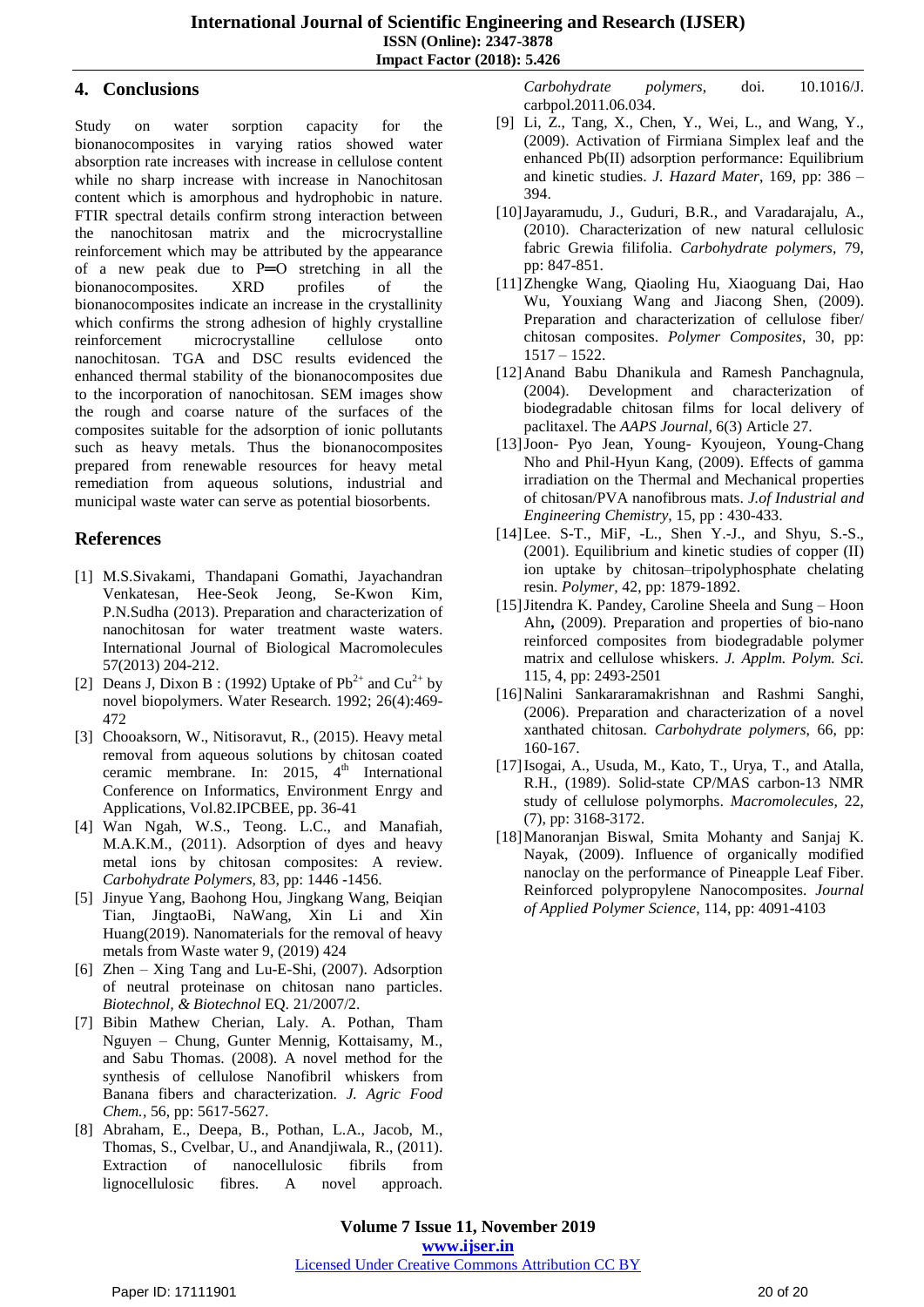## 4. Conclusions

Study on water sorption capacity for the bionanocomposites in varying ratios showed water absorption rate increases with increase in cellulose content while no sharp increase with increase in Nanochitosan content which is amorphous and hydrophobic in nature. FTIR spectral details confirm strong interaction between the nanochitosan matrix and the microcrystalline reinforcement which may be attributed by the appearance of a new peak due to P═O stretching in all the bionanocomposites. XRD profiles of the bionanocomposites indicate an increase in the crystallinity which confirms the strong adhesion of highly crystalline reinforcement microcrystalline cellulose onto nanochitosan. TGA and DSC results evidenced the enhanced thermal stability of the bionanocomposites due to the incorporation of nanochitosan. SEM images show the rough and coarse nature of the surfaces of the composites suitable for the adsorption of ionic pollutants such as heavy metals. Thus the bionanocomposites prepared from renewable resources for heavy metal remediation from aqueous solutions, industrial and municipal waste water can serve as potential biosorbents.

## References

[1] M.S.Sivakami, Thandapani Gomathi, Jayachandran Venkatesan, Hee-Seok Jeong, Se-Kwon Kim, P.N.Sudha (2013). Preparation and characterization of nanochitosan for water treatment waste waters. International Journal of Biological Macromolecules 57(2013) 204-212.

[2] Deans J, Dixon B : (1992) Uptake of $Pb^{2+}$ and $Cu^{2+}$ by novel biopolymers. Water Research. 1992; 26(4):469-472

[3] Chooaksorn, W., Nitisoravut, R., (2015). Heavy metal removal from aqueous solutions by chitosan coated ceramic membrane. In: 2015, 4th International Conference on Informatics, Environment Enrgy and Applications, Vol.82.IPCBEE, pp. 36-41

[4] Wan Ngah, W.S., Teong. L.C., and Manafiah, M.A.K.M., (2011). Adsorption of dyes and heavy metal ions by chitosan composites: A review. *Carbohydrate Polymers*, 83, pp: 1446 -1456.

[5] Jinyue Yang, Baohong Hou, Jingkang Wang, Beiqian Tian, JingtaoBi, NaWang, Xin Li and Xin Huang(2019). Nanomaterials for the removal of heavy metals from Waste water 9, (2019) 424

[6] Zhen – Xing Tang and Lu-E-Shi, (2007). Adsorption of neutral proteinase on chitosan nano particles. *Biotechnol, & Biotechnol* EQ. 21/2007/2.

[7] Bibin Mathew Cherian, Laly. A. Pothan, Tham Nguyen – Chung, Gunter Mennig, Kottaisamy, M., and Sabu Thomas. (2008). A novel method for the synthesis of cellulose Nanofibril whiskers from Banana fibers and characterization. *J. Agric Food Chem.*, 56, pp: 5617-5627.

[8] Abraham, E., Deepa, B., Pothan, L.A., Jacob, M., Thomas, S., Cvelbar, U., and Anandjiwala, R., (2011). Extraction of nanocellulosic fibrils from lignocellulosic fibres. A novel approach. *Carbohydrate polymers*, doi. 10.1016/J. carbpol.2011.06.034.

[9] Li, Z., Tang, X., Chen, Y., Wei, L., and Wang, Y., (2009). Activation of Firmiana Simplex leaf and the enhanced Pb(II) adsorption performance: Equilibrium and kinetic studies. *J. Hazard Mater*, 169, pp: 386 – 394.

[10] Jayaramudu, J., Guduri, B.R., and Varadarajalu, A., (2010). Characterization of new natural cellulosic fabric Grewia filifolia. *Carbohydrate polymers*, 79, pp: 847-851.

[11] Zhengke Wang, Qiaoling Hu, Xiaoguang Dai, Hao Wu, Youxiang Wang and Jiacong Shen, (2009). Preparation and characterization of cellulose fiber/ chitosan composites. *Polymer Composites*, 30, pp: 1517 – 1522.

[12] Anand Babu Dhanikula and Ramesh Panchagnula, (2004). Development and characterization of biodegradable chitosan films for local delivery of paclitaxel. The *AAPS Journal*, 6(3) Article 27.

[13] Joon- Pyo Jean, Young- Kyoujeon, Young-Chang Nho and Phil-Hyun Kang, (2009). Effects of gamma irradiation on the Thermal and Mechanical properties of chitosan/PVA nanofibrous mats. *J.of Industrial and Engineering Chemistry*, 15, pp : 430-433.

[14] Lee. S-T., MiF, -L., Shen Y.-J., and Shyu, S.-S., (2001). Equilibrium and kinetic studies of copper (II) ion uptake by chitosan–tripolyphosphate chelating resin. *Polymer*, 42, pp: 1879-1892.

[15] Jitendra K. Pandey, Caroline Sheela and Sung – Hoon Ahn**,** (2009). Preparation and properties of bio-nano reinforced composites from biodegradable polymer matrix and cellulose whiskers. *J. Applm. Polym. Sci.* 115, 4, pp: 2493-2501

[16] Nalini Sankararamakrishnan and Rashmi Sanghi, (2006). Preparation and characterization of a novel xanthated chitosan. *Carbohydrate polymers*, 66, pp: 160-167.

[17] Isogai, A., Usuda, M., Kato, T., Urya, T., and Atalla, R.H., (1989). Solid-state CP/MAS carbon-13 NMR study of cellulose polymorphs. *Macromolecules*, 22, (7), pp: 3168-3172.

[18] Manoranjan Biswal, Smita Mohanty and Sanjaj K. Nayak, (2009). Influence of organically modified nanoclay on the performance of Pineapple Leaf Fiber. Reinforced polypropylene Nanocomposites. *Journal of Applied Polymer Science*, 114, pp: 4091-4103